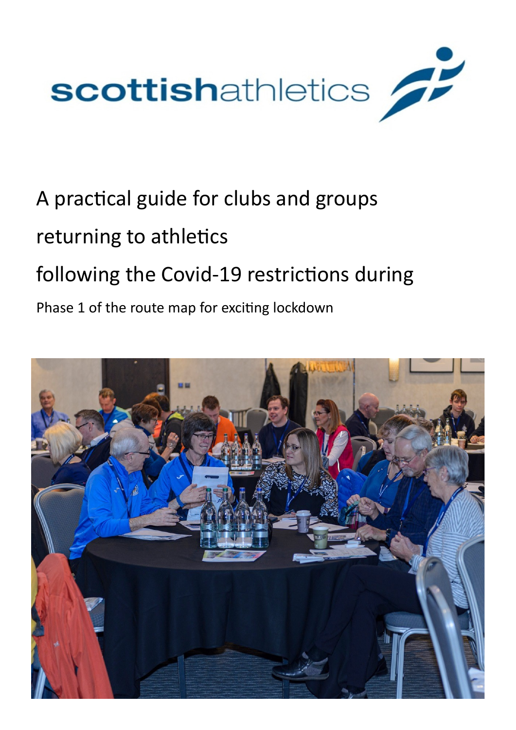scottishathletics

# A practical guide for clubs and groups returning to athletics following the Covid-19 restrictions during

Phase 1 of the route map for exciting lockdown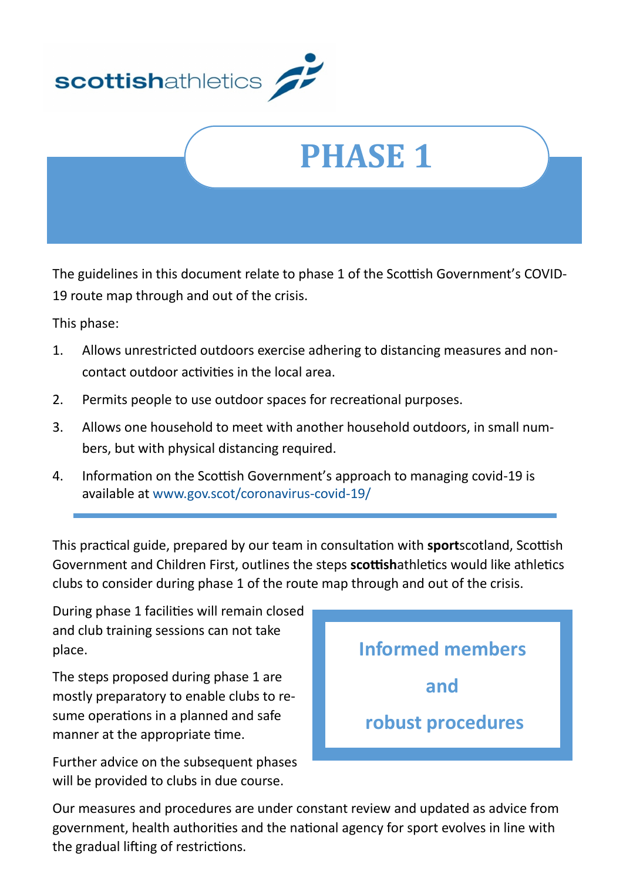# PHASE 1

The guidelines in this document relate to phase 1 of the Scottish Government's COVID-19 route map through and out of the crisis.

This phase:

1. Allows unrestricted outdoors exercise adhering to distancing measures and non-contact outdoor activities in the local area.
2. Permits people to use outdoor spaces for recreational purposes.
3. Allows one household to meet with another household outdoors, in small numbers, but with physical distancing required.
4. Information on the Scottish Government's approach to managing covid-19 is available at www.gov.scot/coronavirus-covid-19/

---

This practical guide, prepared by our team in consultation with **sport**scotland, Scottish Government and Children First, outlines the steps **scottish**athletics would like athletics clubs to consider during phase 1 of the route map through and out of the crisis.

During phase 1 facilities will remain closed and club training sessions can not take place.

The steps proposed during phase 1 are mostly preparatory to enable clubs to resume operations in a planned and safe manner at the appropriate time.

Further advice on the subsequent phases will be provided to clubs in due course.

**Informed members and robust procedures**

Our measures and procedures are under constant review and updated as advice from government, health authorities and the national agency for sport evolves in line with the gradual lifting of restrictions.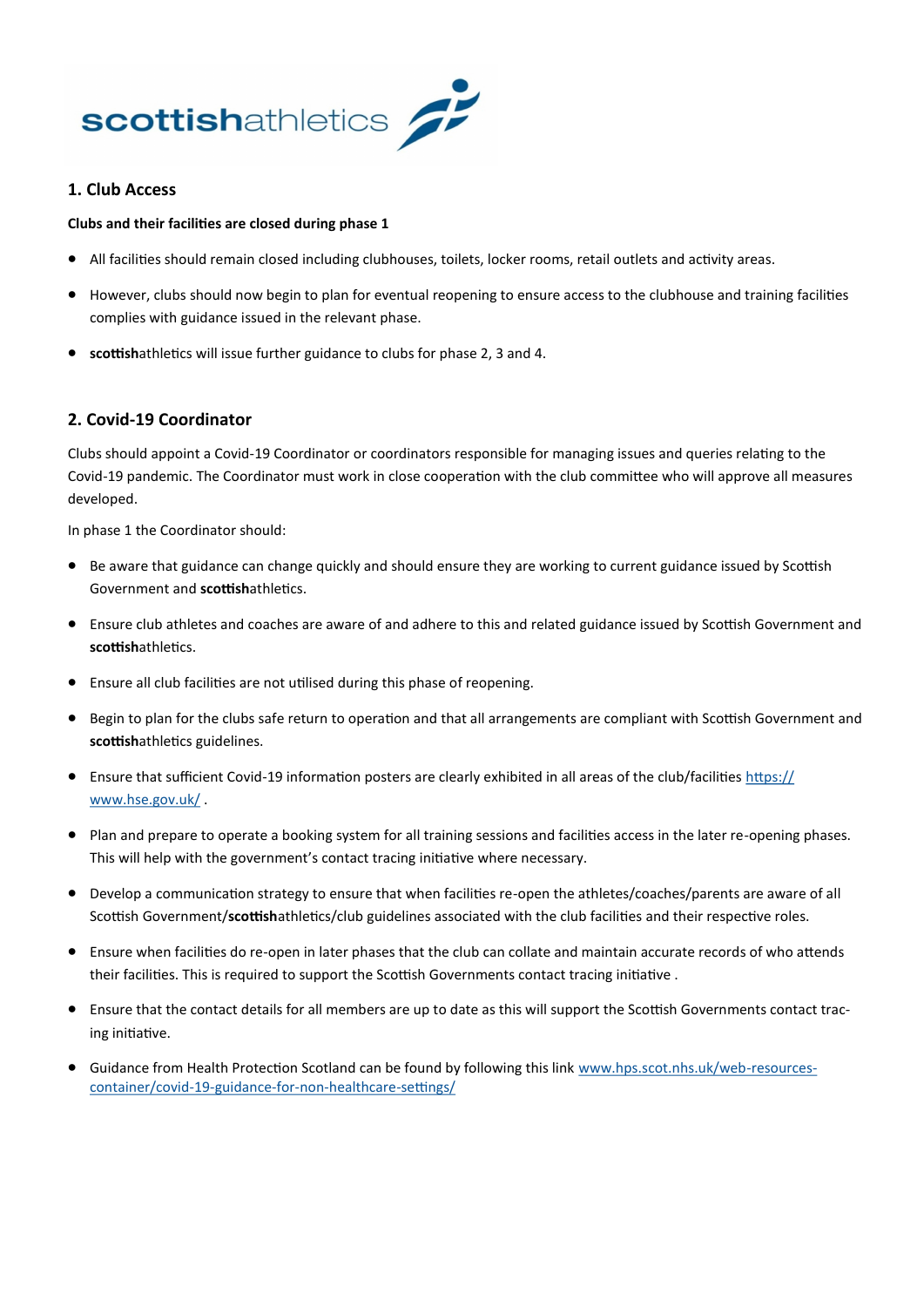## 1. Club Access

**Clubs and their facilities are closed during phase 1**

- All facilities should remain closed including clubhouses, toilets, locker rooms, retail outlets and activity areas.
- However, clubs should now begin to plan for eventual reopening to ensure access to the clubhouse and training facilities complies with guidance issued in the relevant phase.
- **scottish**athletics will issue further guidance to clubs for phase 2, 3 and 4.

## 2. Covid-19 Coordinator

Clubs should appoint a Covid-19 Coordinator or coordinators responsible for managing issues and queries relating to the Covid-19 pandemic. The Coordinator must work in close cooperation with the club committee who will approve all measures developed.

In phase 1 the Coordinator should:

- Be aware that guidance can change quickly and should ensure they are working to current guidance issued by Scottish Government and **scottish**athletics.
- Ensure club athletes and coaches are aware of and adhere to this and related guidance issued by Scottish Government and **scottish**athletics.
- Ensure all club facilities are not utilised during this phase of reopening.
- Begin to plan for the clubs safe return to operation and that all arrangements are compliant with Scottish Government and **scottish**athletics guidelines.
- Ensure that sufficient Covid-19 information posters are clearly exhibited in all areas of the club/facilities [https://www.hse.gov.uk/](https://www.hse.gov.uk/) .
- Plan and prepare to operate a booking system for all training sessions and facilities access in the later re-opening phases. This will help with the government's contact tracing initiative where necessary.
- Develop a communication strategy to ensure that when facilities re-open the athletes/coaches/parents are aware of all Scottish Government/**scottish**athletics/club guidelines associated with the club facilities and their respective roles.
- Ensure when facilities do re-open in later phases that the club can collate and maintain accurate records of who attends their facilities. This is required to support the Scottish Governments contact tracing initiative .
- Ensure that the contact details for all members are up to date as this will support the Scottish Governments contact tracing initiative.
- Guidance from Health Protection Scotland can be found by following this link [www.hps.scot.nhs.uk/web-resources-container/covid-19-guidance-for-non-healthcare-settings/](www.hps.scot.nhs.uk/web-resources-container/covid-19-guidance-for-non-healthcare-settings/)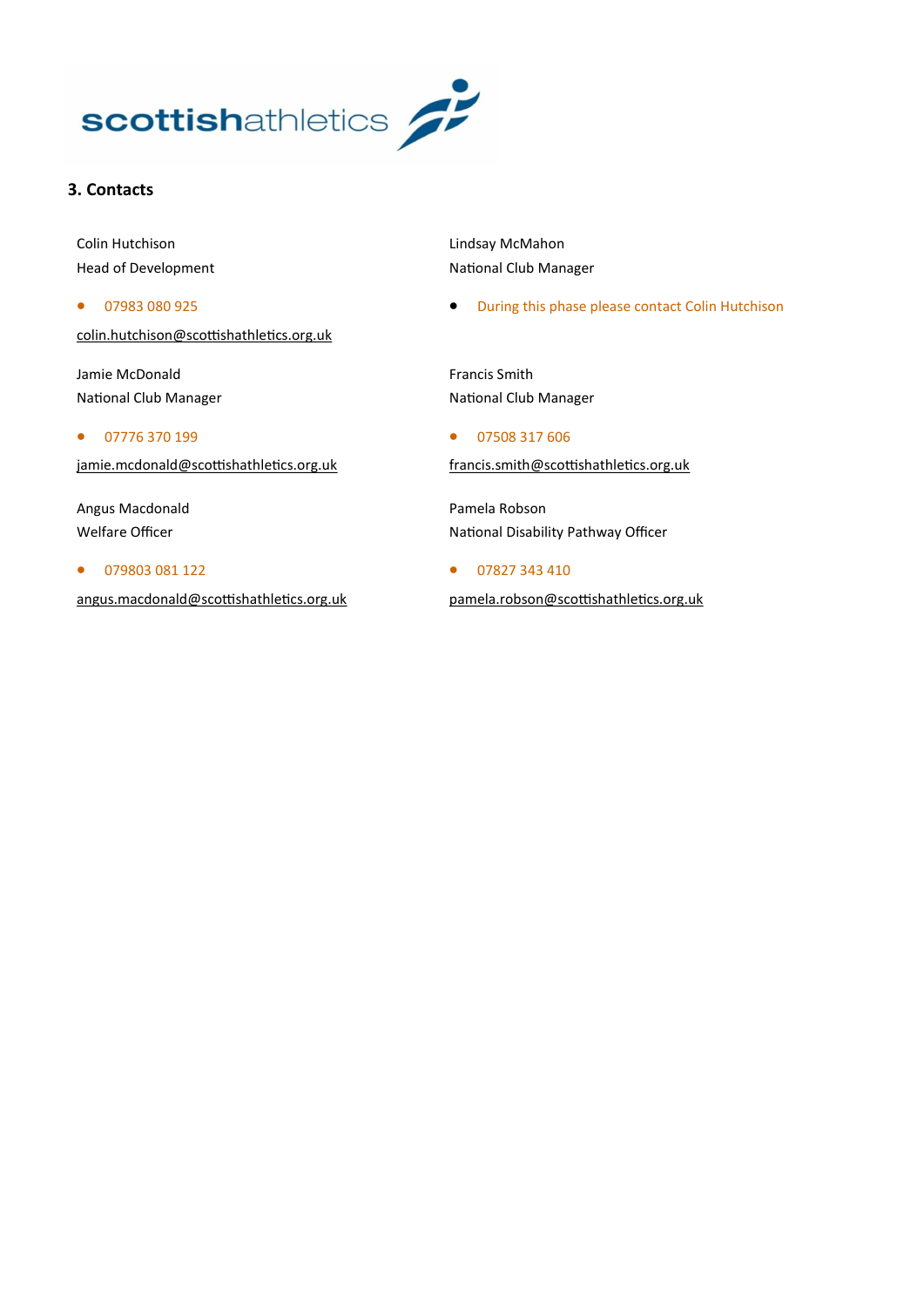## 3. Contacts

Colin Hutchison
Head of Development

- 07983 080 925

colin.hutchison@scottishathletics.org.uk

Lindsay McMahon
National Club Manager

- During this phase please contact Colin Hutchison

Jamie McDonald
National Club Manager

- 07776 370 199

jamie.mcdonald@scottishathletics.org.uk

Francis Smith
National Club Manager

- 07508 317 606

francis.smith@scottishathletics.org.uk

Angus Macdonald
Welfare Officer

- 079803 081 122

angus.macdonald@scottishathletics.org.uk

Pamela Robson
National Disability Pathway Officer

- 07827 343 410

pamela.robson@scottishathletics.org.uk